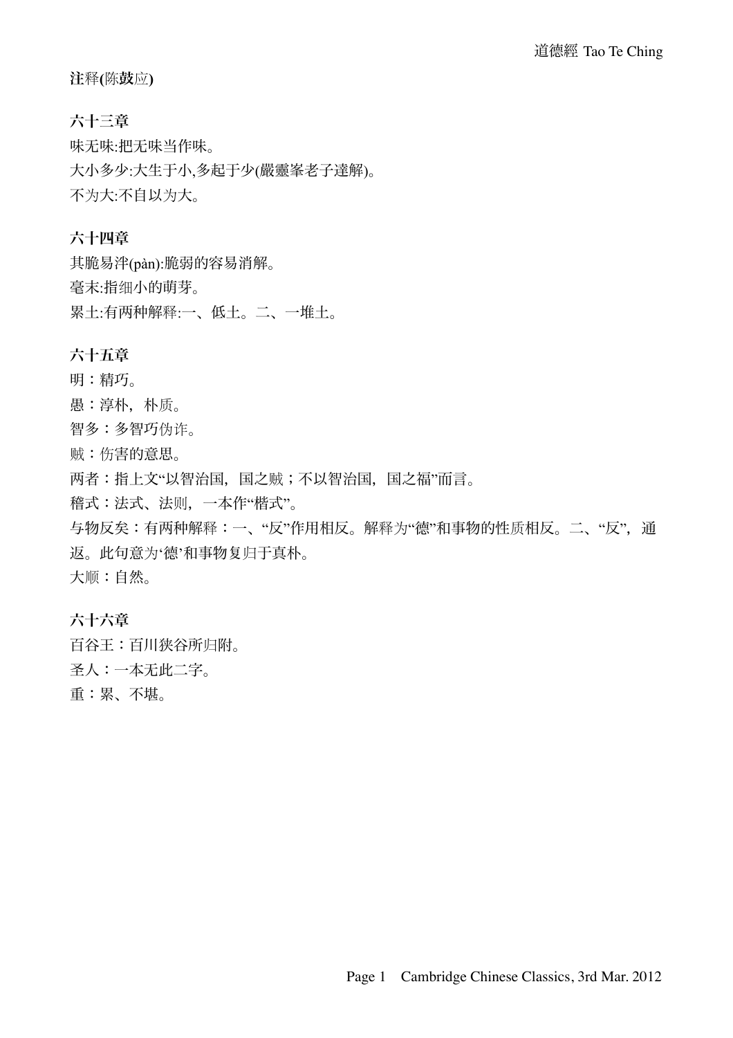**注释(陈鼓应)**

**六十三章**

味无味:把无味当作味。

大小多少:大生于小,多起于少(嚴靈峯老子達解)。

不为大:不自以为大。

**六十四章**

其脆易泮(pàn):脆弱的容易消解。

毫末:指细小的萌芽。

累土:有两种解释:一、低土。二、一堆土。

**六十五章**

明：精巧。

愚：淳朴，朴质。

智多：多智巧伪诈。

贼：伤害的意思。

两者：指上文"以智治国，国之贼；不以智治国，国之福"而言。

稽式：法式、法则，一本作"楷式"。

与物反矣：有两种解释：一、"反"作用相反。解释为"德"和事物的性质相反。二、"反"，通返。此句意为'德'和事物复归于真朴。

大顺：自然。

**六十六章**

百谷王：百川狭谷所归附。

圣人：一本无此二字。

重：累、不堪。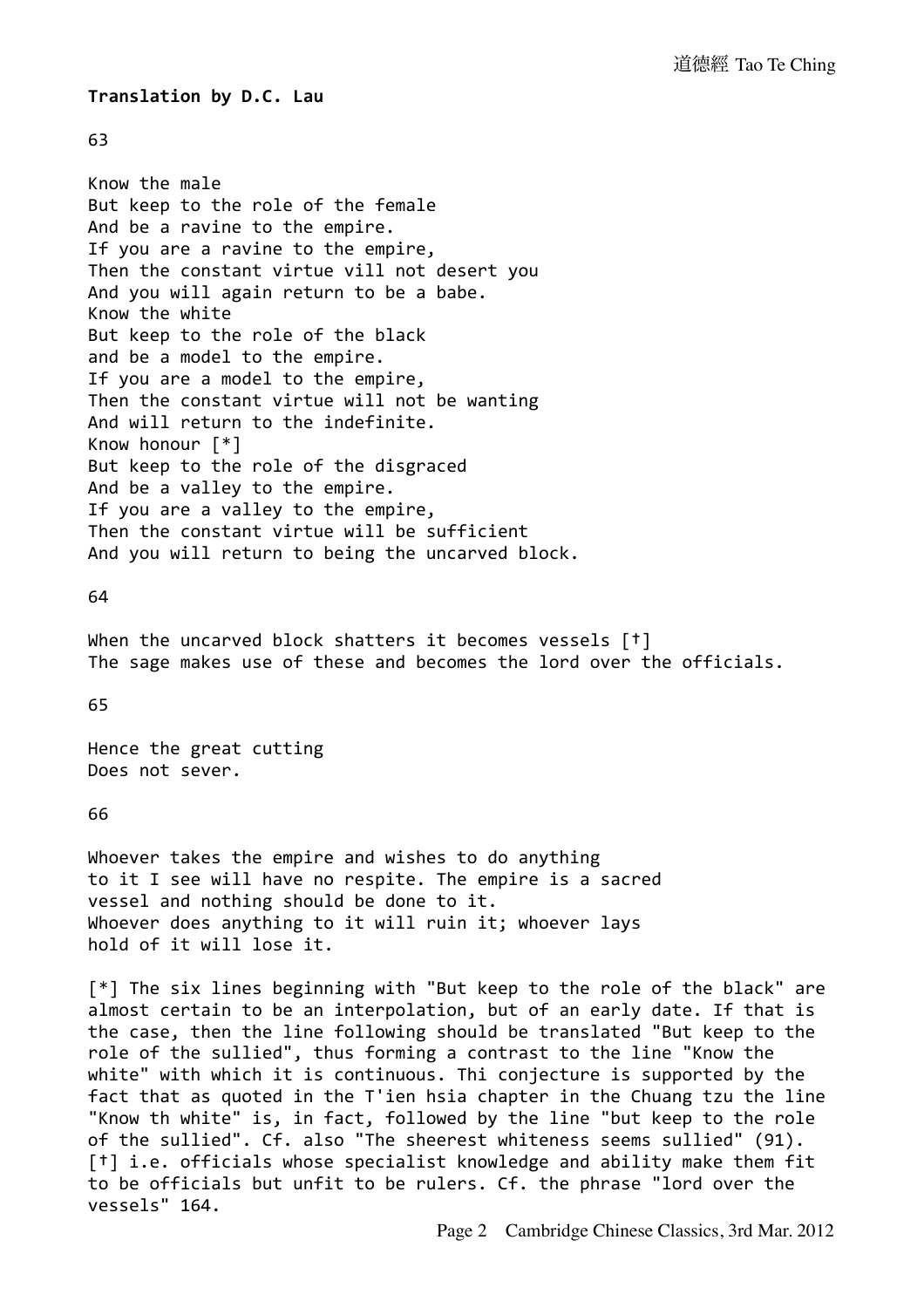**Translation by D.C. Lau**

63

Know the male
But keep to the role of the female
And be a ravine to the empire.
If you are a ravine to the empire,
Then the constant virtue vill not desert you
And you will again return to be a babe.
Know the white
But keep to the role of the black
and be a model to the empire.
If you are a model to the empire,
Then the constant virtue will not be wanting
And will return to the indefinite.
Know honour [*]
But keep to the role of the disgraced
And be a valley to the empire.
If you are a valley to the empire,
Then the constant virtue will be sufficient
And you will return to being the uncarved block.

64

When the uncarved block shatters it becomes vessels [†]
The sage makes use of these and becomes the lord over the officials.

65

Hence the great cutting
Does not sever.

66

Whoever takes the empire and wishes to do anything
to it I see will have no respite. The empire is a sacred
vessel and nothing should be done to it.
Whoever does anything to it will ruin it; whoever lays
hold of it will lose it.

[*] The six lines beginning with "But keep to the role of the black" are almost certain to be an interpolation, but of an early date. If that is the case, then the line following should be translated "But keep to the role of the sullied", thus forming a contrast to the line "Know the white" with which it is continuous. Thi conjecture is supported by the fact that as quoted in the T'ien hsia chapter in the Chuang tzu the line "Know th white" is, in fact, followed by the line "but keep to the role of the sullied". Cf. also "The sheerest whiteness seems sullied" (91).
[†] i.e. officials whose specialist knowledge and ability make them fit to be officials but unfit to be rulers. Cf. the phrase "lord over the vessels" 164.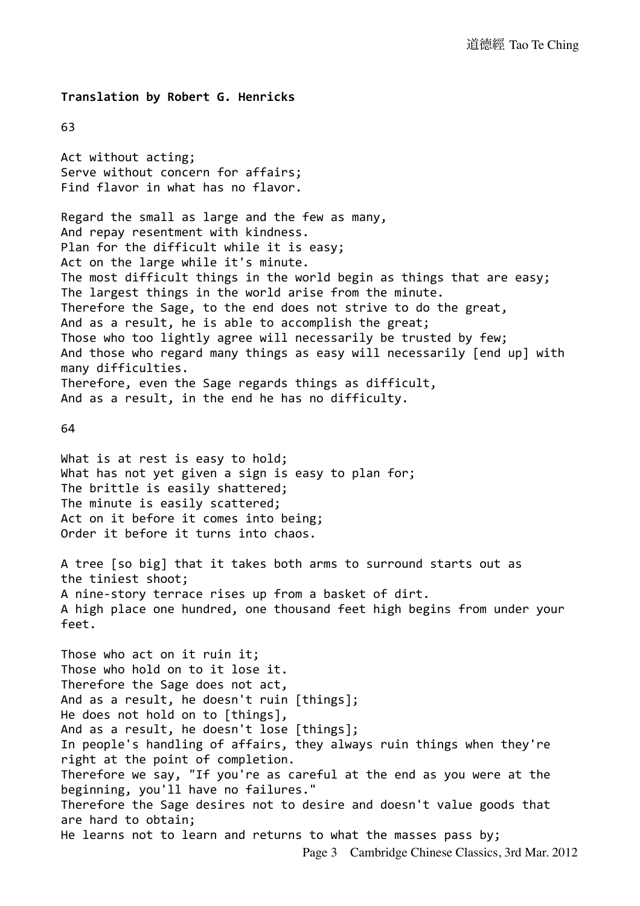**Translation by Robert G. Henricks**

63

Act without acting;
Serve without concern for affairs;
Find flavor in what has no flavor.

Regard the small as large and the few as many,
And repay resentment with kindness.
Plan for the difficult while it is easy;
Act on the large while it's minute.
The most difficult things in the world begin as things that are easy;
The largest things in the world arise from the minute.
Therefore the Sage, to the end does not strive to do the great,
And as a result, he is able to accomplish the great;
Those who too lightly agree will necessarily be trusted by few;
And those who regard many things as easy will necessarily [end up] with many difficulties.
Therefore, even the Sage regards things as difficult,
And as a result, in the end he has no difficulty.

64

What is at rest is easy to hold;
What has not yet given a sign is easy to plan for;
The brittle is easily shattered;
The minute is easily scattered;
Act on it before it comes into being;
Order it before it turns into chaos.

A tree [so big] that it takes both arms to surround starts out as the tiniest shoot;
A nine-story terrace rises up from a basket of dirt.
A high place one hundred, one thousand feet high begins from under your feet.

Those who act on it ruin it;
Those who hold on to it lose it.
Therefore the Sage does not act,
And as a result, he doesn't ruin [things];
He does not hold on to [things],
And as a result, he doesn't lose [things];
In people's handling of affairs, they always ruin things when they're right at the point of completion.
Therefore we say, "If you're as careful at the end as you were at the beginning, you'll have no failures."
Therefore the Sage desires not to desire and doesn't value goods that are hard to obtain;
He learns not to learn and returns to what the masses pass by;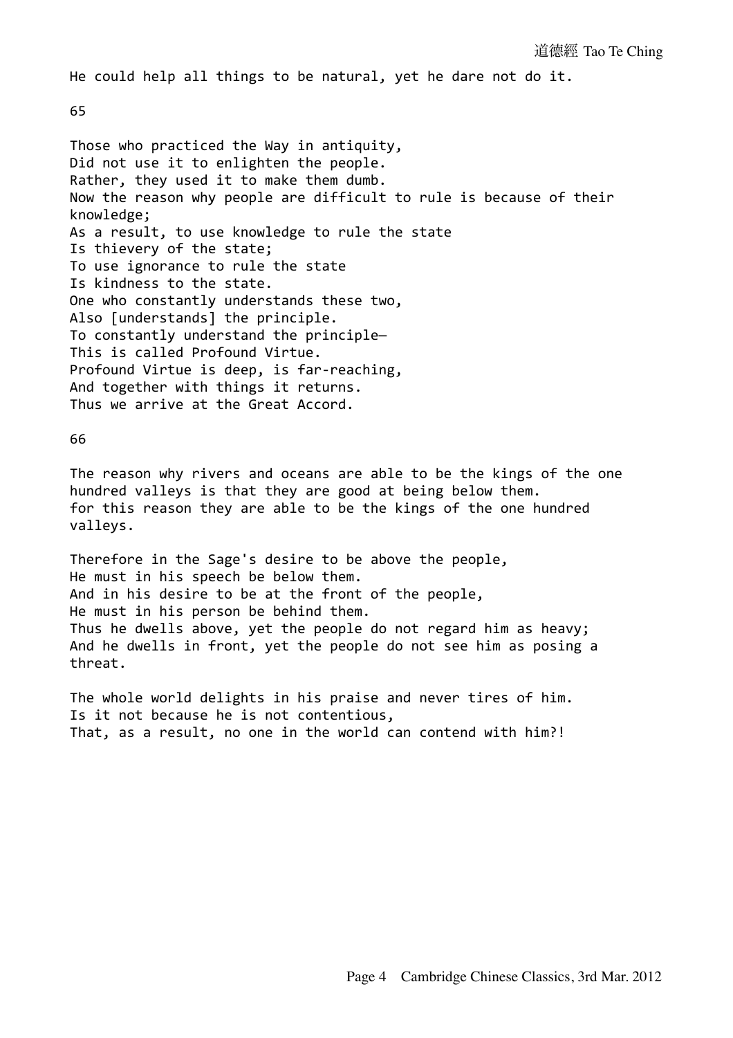He could help all things to be natural, yet he dare not do it.

## 65

Those who practiced the Way in antiquity,
Did not use it to enlighten the people.
Rather, they used it to make them dumb.
Now the reason why people are difficult to rule is because of their knowledge;
As a result, to use knowledge to rule the state
Is thievery of the state;
To use ignorance to rule the state
Is kindness to the state.
One who constantly understands these two,
Also [understands] the principle.
To constantly understand the principle—
This is called Profound Virtue.
Profound Virtue is deep, is far-reaching,
And together with things it returns.
Thus we arrive at the Great Accord.

## 66

The reason why rivers and oceans are able to be the kings of the one hundred valleys is that they are good at being below them.
for this reason they are able to be the kings of the one hundred valleys.

Therefore in the Sage's desire to be above the people,
He must in his speech be below them.
And in his desire to be at the front of the people,
He must in his person be behind them.
Thus he dwells above, yet the people do not regard him as heavy;
And he dwells in front, yet the people do not see him as posing a threat.

The whole world delights in his praise and never tires of him.
Is it not because he is not contentious,
That, as a result, no one in the world can contend with him?!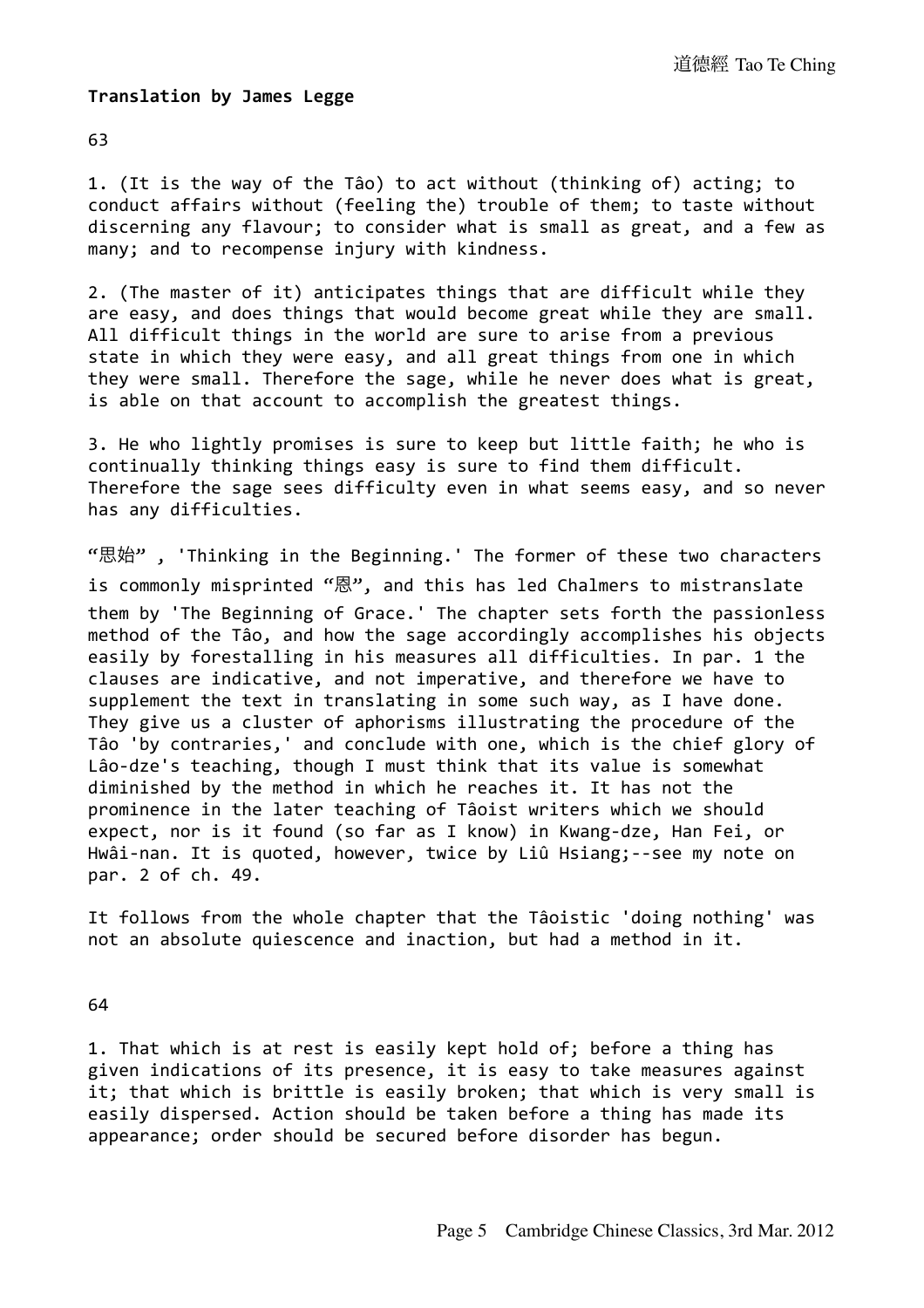**Translation by James Legge**

63

1. (It is the way of the Tâo) to act without (thinking of) acting; to conduct affairs without (feeling the) trouble of them; to taste without discerning any flavour; to consider what is small as great, and a few as many; and to recompense injury with kindness.

2. (The master of it) anticipates things that are difficult while they are easy, and does things that would become great while they are small. All difficult things in the world are sure to arise from a previous state in which they were easy, and all great things from one in which they were small. Therefore the sage, while he never does what is great, is able on that account to accomplish the greatest things.

3. He who lightly promises is sure to keep but little faith; he who is continually thinking things easy is sure to find them difficult. Therefore the sage sees difficulty even in what seems easy, and so never has any difficulties.

"思始" , 'Thinking in the Beginning.' The former of these two characters is commonly misprinted "恩", and this has led Chalmers to mistranslate them by 'The Beginning of Grace.' The chapter sets forth the passionless method of the Tâo, and how the sage accordingly accomplishes his objects easily by forestalling in his measures all difficulties. In par. 1 the clauses are indicative, and not imperative, and therefore we have to supplement the text in translating in some such way, as I have done. They give us a cluster of aphorisms illustrating the procedure of the Tâo 'by contraries,' and conclude with one, which is the chief glory of Lâo-dze's teaching, though I must think that its value is somewhat diminished by the method in which he reaches it. It has not the prominence in the later teaching of Tâoist writers which we should expect, nor is it found (so far as I know) in Kwang-dze, Han Fei, or Hwâi-nan. It is quoted, however, twice by Liû Hsiang;--see my note on par. 2 of ch. 49.

It follows from the whole chapter that the Tâoistic 'doing nothing' was not an absolute quiescence and inaction, but had a method in it.

64

1. That which is at rest is easily kept hold of; before a thing has given indications of its presence, it is easy to take measures against it; that which is brittle is easily broken; that which is very small is easily dispersed. Action should be taken before a thing has made its appearance; order should be secured before disorder has begun.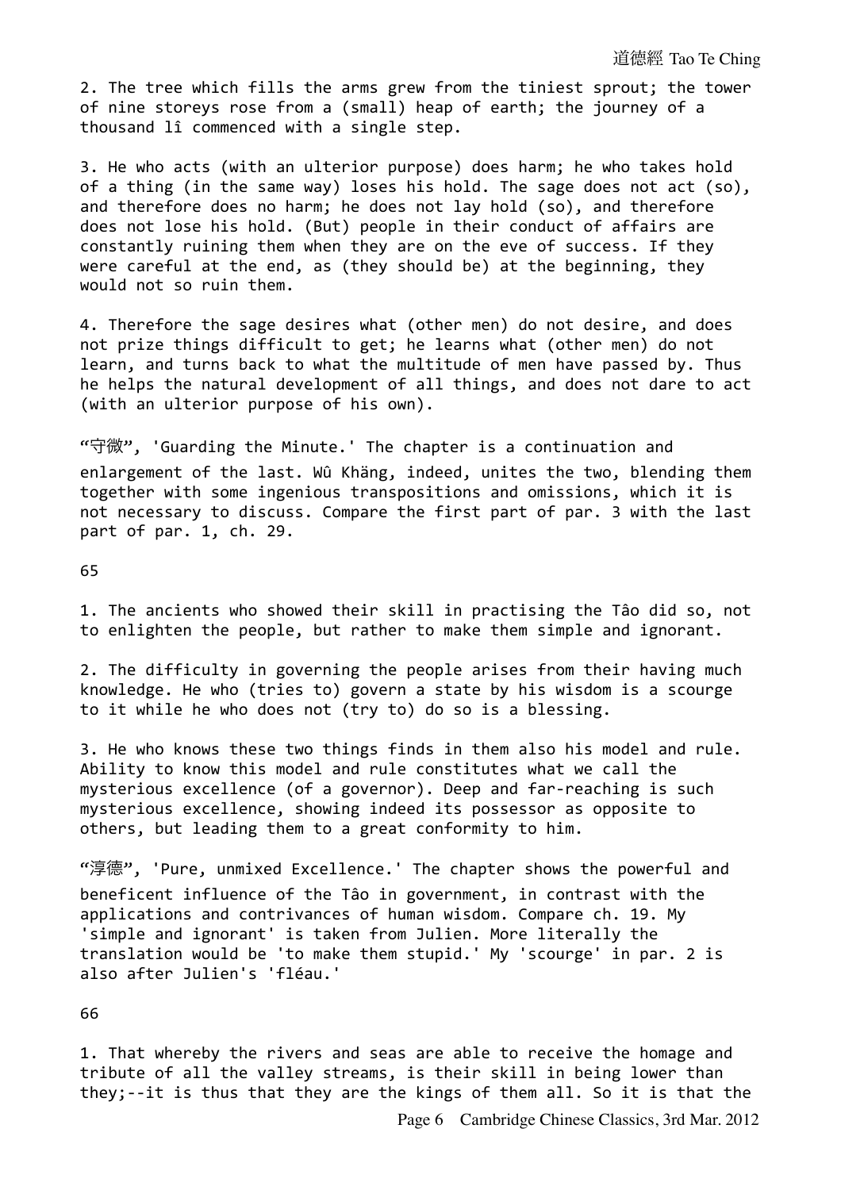2. The tree which fills the arms grew from the tiniest sprout; the tower of nine storeys rose from a (small) heap of earth; the journey of a thousand lî commenced with a single step.

3. He who acts (with an ulterior purpose) does harm; he who takes hold of a thing (in the same way) loses his hold. The sage does not act (so), and therefore does no harm; he does not lay hold (so), and therefore does not lose his hold. (But) people in their conduct of affairs are constantly ruining them when they are on the eve of success. If they were careful at the end, as (they should be) at the beginning, they would not so ruin them.

4. Therefore the sage desires what (other men) do not desire, and does not prize things difficult to get; he learns what (other men) do not learn, and turns back to what the multitude of men have passed by. Thus he helps the natural development of all things, and does not dare to act (with an ulterior purpose of his own).

"守微", 'Guarding the Minute.' The chapter is a continuation and enlargement of the last. Wû Khäng, indeed, unites the two, blending them together with some ingenious transpositions and omissions, which it is not necessary to discuss. Compare the first part of par. 3 with the last part of par. 1, ch. 29.

## 65

1. The ancients who showed their skill in practising the Tâo did so, not to enlighten the people, but rather to make them simple and ignorant.

2. The difficulty in governing the people arises from their having much knowledge. He who (tries to) govern a state by his wisdom is a scourge to it while he who does not (try to) do so is a blessing.

3. He who knows these two things finds in them also his model and rule. Ability to know this model and rule constitutes what we call the mysterious excellence (of a governor). Deep and far-reaching is such mysterious excellence, showing indeed its possessor as opposite to others, but leading them to a great conformity to him.

"淳德", 'Pure, unmixed Excellence.' The chapter shows the powerful and beneficent influence of the Tâo in government, in contrast with the applications and contrivances of human wisdom. Compare ch. 19. My 'simple and ignorant' is taken from Julien. More literally the translation would be 'to make them stupid.' My 'scourge' in par. 2 is also after Julien's 'fléau.'

## 66

1. That whereby the rivers and seas are able to receive the homage and tribute of all the valley streams, is their skill in being lower than they;--it is thus that they are the kings of them all. So it is that the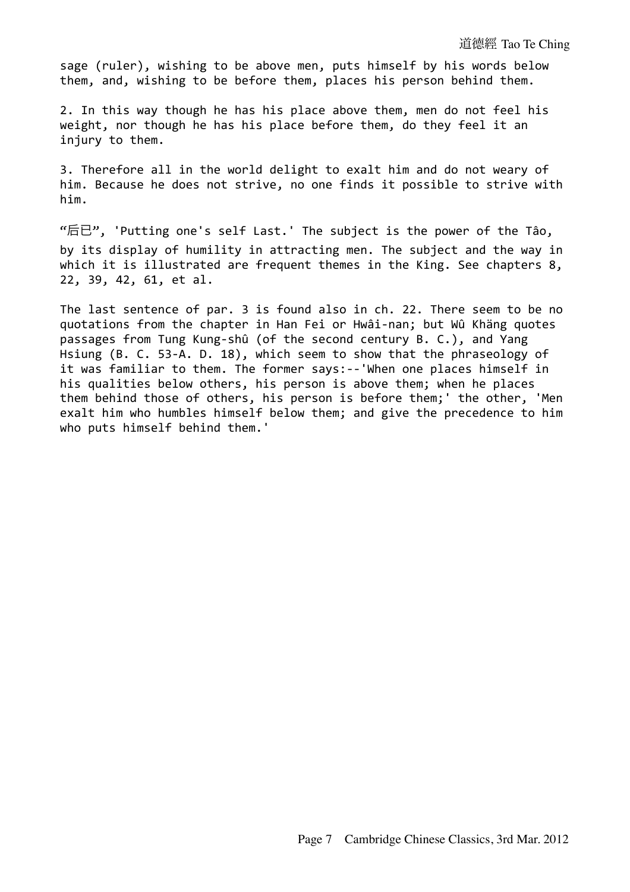sage (ruler), wishing to be above men, puts himself by his words below them, and, wishing to be before them, places his person behind them.

2. In this way though he has his place above them, men do not feel his weight, nor though he has his place before them, do they feel it an injury to them.

3. Therefore all in the world delight to exalt him and do not weary of him. Because he does not strive, no one finds it possible to strive with him.

"后已", 'Putting one's self Last.' The subject is the power of the Tâo, by its display of humility in attracting men. The subject and the way in which it is illustrated are frequent themes in the King. See chapters 8, 22, 39, 42, 61, et al.

The last sentence of par. 3 is found also in ch. 22. There seem to be no quotations from the chapter in Han Fei or Hwâi-nan; but Wû Khäng quotes passages from Tung Kung-shû (of the second century B. C.), and Yang Hsiung (B. C. 53-A. D. 18), which seem to show that the phraseology of it was familiar to them. The former says:--'When one places himself in his qualities below others, his person is above them; when he places them behind those of others, his person is before them;' the other, 'Men exalt him who humbles himself below them; and give the precedence to him who puts himself behind them.'